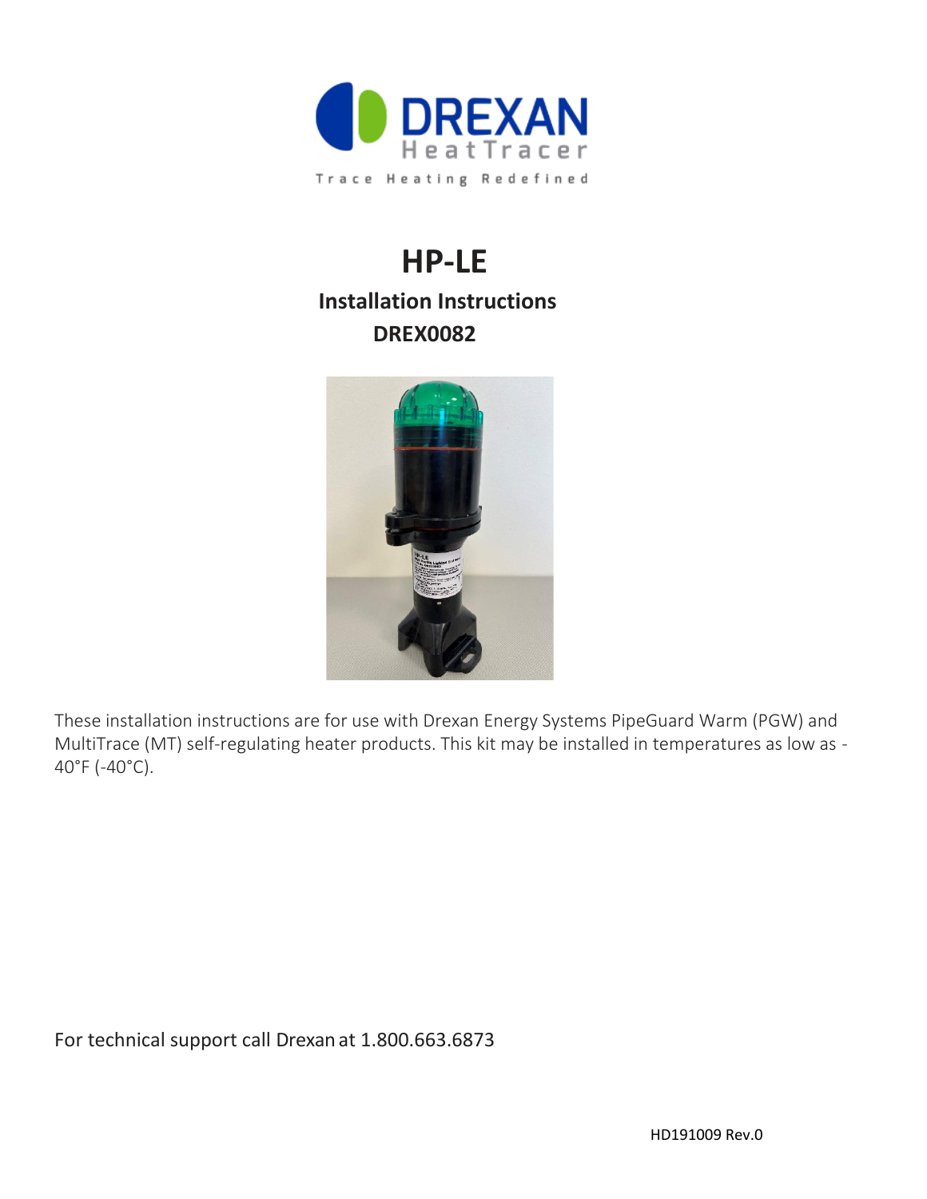# HP-LE

## Installation Instructions

## DREX0082

These installation instructions are for use with Drexan Energy Systems PipeGuard Warm (PGW) and MultiTrace (MT) self-regulating heater products. This kit may be installed in temperatures as low as -40°F (-40°C).

For technical support call Drexan at 1.800.663.6873

HD191009 Rev.0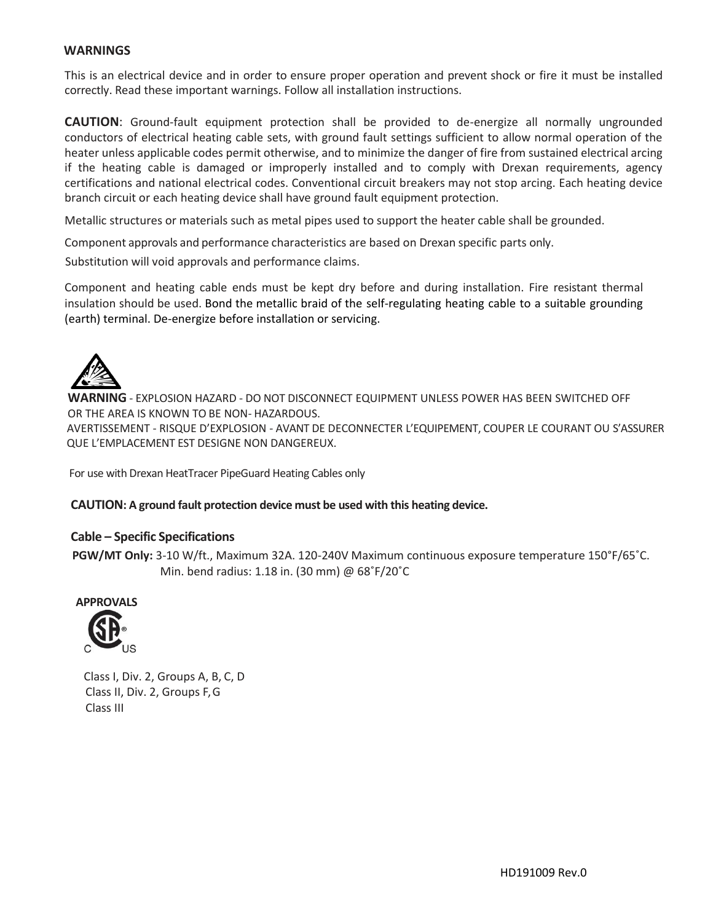## WARNINGS

This is an electrical device and in order to ensure proper operation and prevent shock or fire it must be installed correctly. Read these important warnings. Follow all installation instructions.

**CAUTION**: Ground-fault equipment protection shall be provided to de-energize all normally ungrounded conductors of electrical heating cable sets, with ground fault settings sufficient to allow normal operation of the heater unless applicable codes permit otherwise, and to minimize the danger of fire from sustained electrical arcing if the heating cable is damaged or improperly installed and to comply with Drexan requirements, agency certifications and national electrical codes. Conventional circuit breakers may not stop arcing. Each heating device branch circuit or each heating device shall have ground fault equipment protection.

Metallic structures or materials such as metal pipes used to support the heater cable shall be grounded.

Component approvals and performance characteristics are based on Drexan specific parts only.

Substitution will void approvals and performance claims.

Component and heating cable ends must be kept dry before and during installation. Fire resistant thermal insulation should be used. Bond the metallic braid of the self-regulating heating cable to a suitable grounding (earth) terminal. De-energize before installation or servicing.

**WARNING** - EXPLOSION HAZARD - DO NOT DISCONNECT EQUIPMENT UNLESS POWER HAS BEEN SWITCHED OFF OR THE AREA IS KNOWN TO BE NON- HAZARDOUS.
AVERTISSEMENT - RISQUE D'EXPLOSION - AVANT DE DECONNECTER L'EQUIPEMENT, COUPER LE COURANT OU S'ASSURER QUE L'EMPLACEMENT EST DESIGNE NON DANGEREUX.

For use with Drexan HeatTracer PipeGuard Heating Cables only

**CAUTION: A ground fault protection device must be used with this heating device.**

### Cable – Specific Specifications

**PGW/MT Only:** 3-10 W/ft., Maximum 32A. 120-240V Maximum continuous exposure temperature 150°F/65˚C.
Min. bend radius: 1.18 in. (30 mm) @ 68˚F/20˚C

**APPROVALS**

C US

Class I, Div. 2, Groups A, B, C, D
Class II, Div. 2, Groups F, G
Class III

HD191009 Rev.0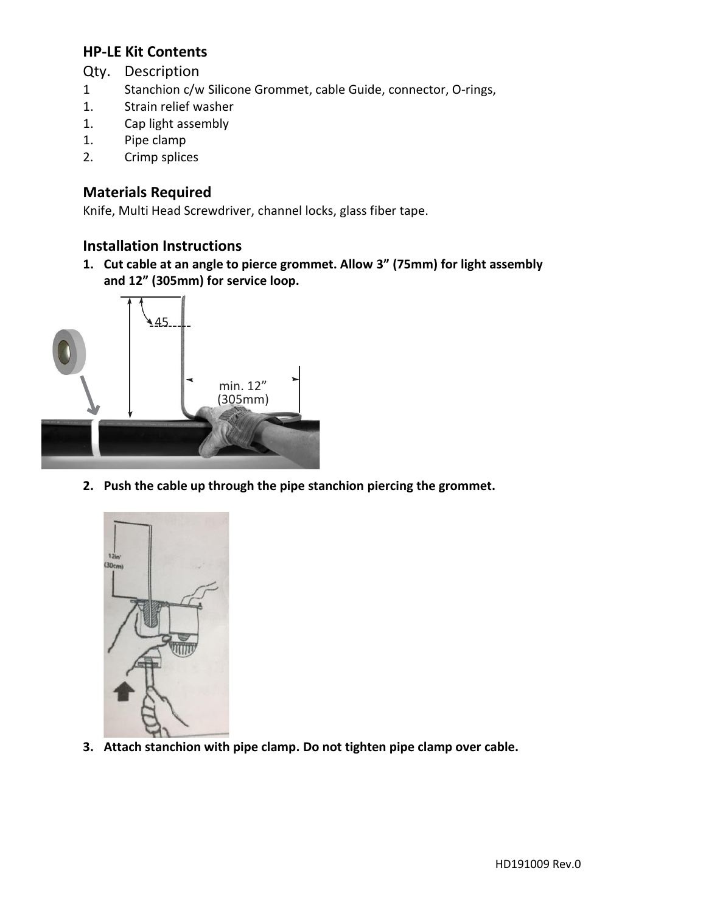## HP-LE Kit Contents

| Qty. | Description |
|---|---|
| 1 | Stanchion c/w Silicone Grommet, cable Guide, connector, O-rings, |
| 1. | Strain relief washer |
| 1. | Cap light assembly |
| 1. | Pipe clamp |
| 2. | Crimp splices |

## Materials Required

Knife, Multi Head Screwdriver, channel locks, glass fiber tape.

## Installation Instructions

1. **Cut cable at an angle to pierce grommet. Allow 3" (75mm) for light assembly and 12" (305mm) for service loop.**

2. **Push the cable up through the pipe stanchion piercing the grommet.**

3. **Attach stanchion with pipe clamp. Do not tighten pipe clamp over cable.**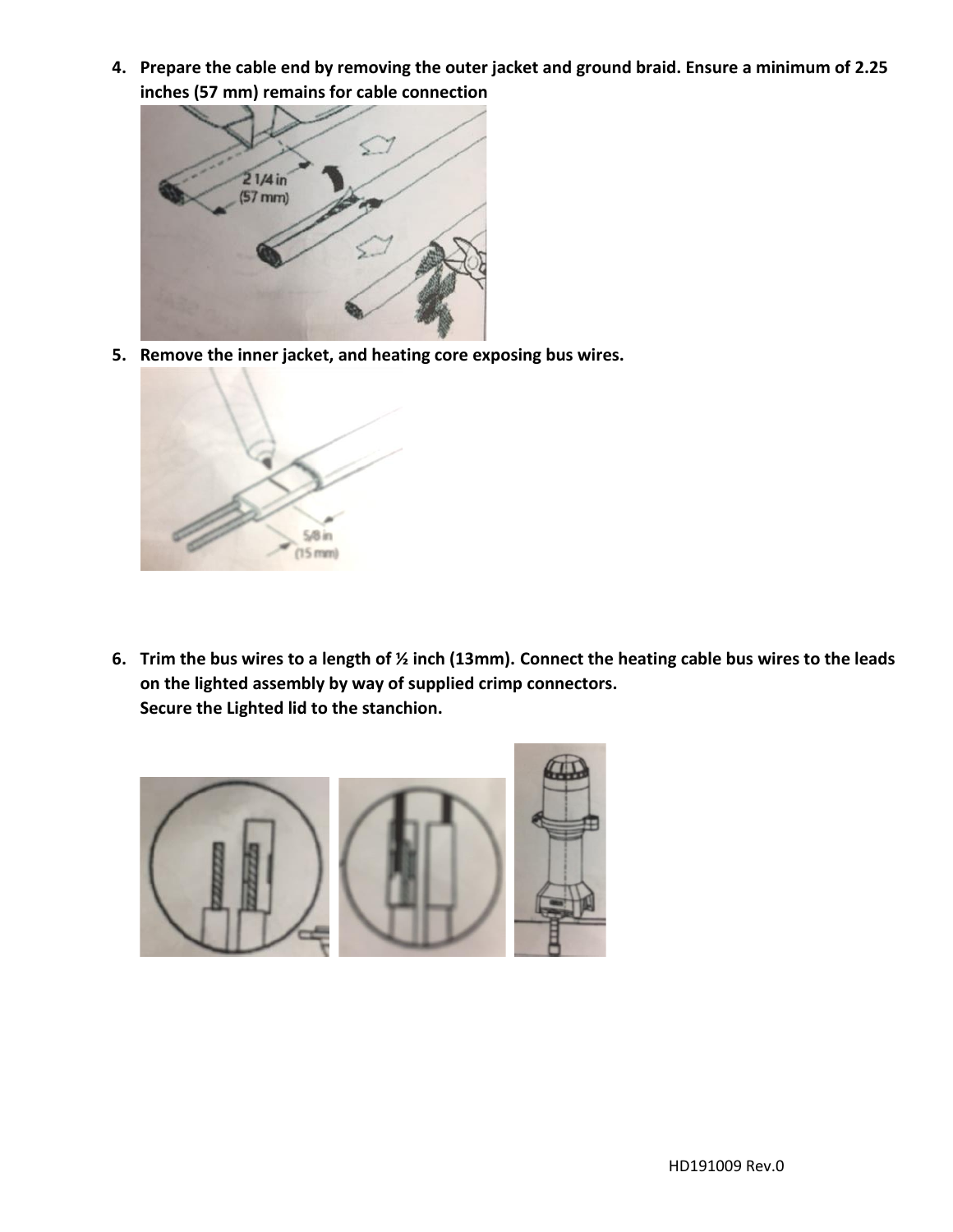4. **Prepare the cable end by removing the outer jacket and ground braid. Ensure a minimum of 2.25 inches (57 mm) remains for cable connection**

2 1/4 in
(57 mm)

5. **Remove the inner jacket, and heating core exposing bus wires.**

5/8 in
(15 mm)

6. **Trim the bus wires to a length of ½ inch (13mm). Connect the heating cable bus wires to the leads on the lighted assembly by way of supplied crimp connectors.**
   **Secure the Lighted lid to the stanchion.**